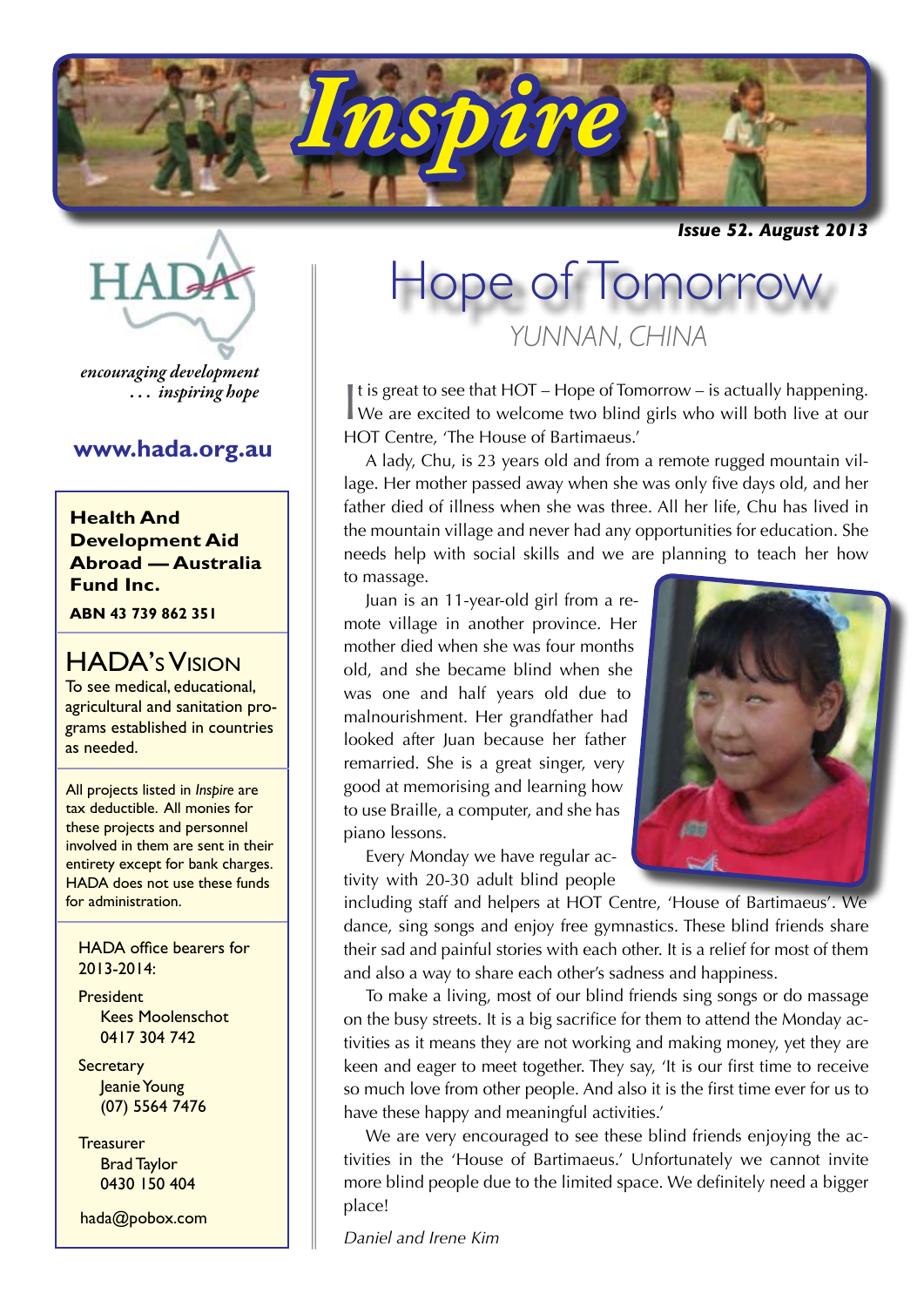# Inspire

*Issue 52. August 2013*

HADA

*encouraging development … inspiring hope*

**www.hada.org.au**

**Health And Development Aid Abroad — Australia Fund Inc.**

**ABN 43 739 862 351**

## HADA's Vision

To see medical, educational, agricultural and sanitation programs established in countries as needed.

All projects listed in *Inspire* are tax deductible. All monies for these projects and personnel involved in them are sent in their entirety except for bank charges. HADA does not use these funds for administration.

HADA office bearers for 2013-2014:

President
Kees Moolenschot
0417 304 742

Secretary
Jeanie Young
(07) 5564 7476

Treasurer
Brad Taylor
0430 150 404

hada@pobox.com

# Hope of Tomorrow

## YUNNAN, CHINA

It is great to see that HOT – Hope of Tomorrow – is actually happening. We are excited to welcome two blind girls who will both live at our HOT Centre, 'The House of Bartimaeus.'

A lady, Chu, is 23 years old and from a remote rugged mountain village. Her mother passed away when she was only five days old, and her father died of illness when she was three. All her life, Chu has lived in the mountain village and never had any opportunities for education. She needs help with social skills and we are planning to teach her how to massage.

Juan is an 11-year-old girl from a remote village in another province. Her mother died when she was four months old, and she became blind when she was one and half years old due to malnourishment. Her grandfather had looked after Juan because her father remarried. She is a great singer, very good at memorising and learning how to use Braille, a computer, and she has piano lessons.

Every Monday we have regular activity with 20-30 adult blind people including staff and helpers at HOT Centre, 'House of Bartimaeus'. We dance, sing songs and enjoy free gymnastics. These blind friends share their sad and painful stories with each other. It is a relief for most of them and also a way to share each other's sadness and happiness.

To make a living, most of our blind friends sing songs or do massage on the busy streets. It is a big sacrifice for them to attend the Monday activities as it means they are not working and making money, yet they are keen and eager to meet together. They say, 'It is our first time to receive so much love from other people. And also it is the first time ever for us to have these happy and meaningful activities.'

We are very encouraged to see these blind friends enjoying the activities in the 'House of Bartimaeus.' Unfortunately we cannot invite more blind people due to the limited space. We definitely need a bigger place!

*Daniel and Irene Kim*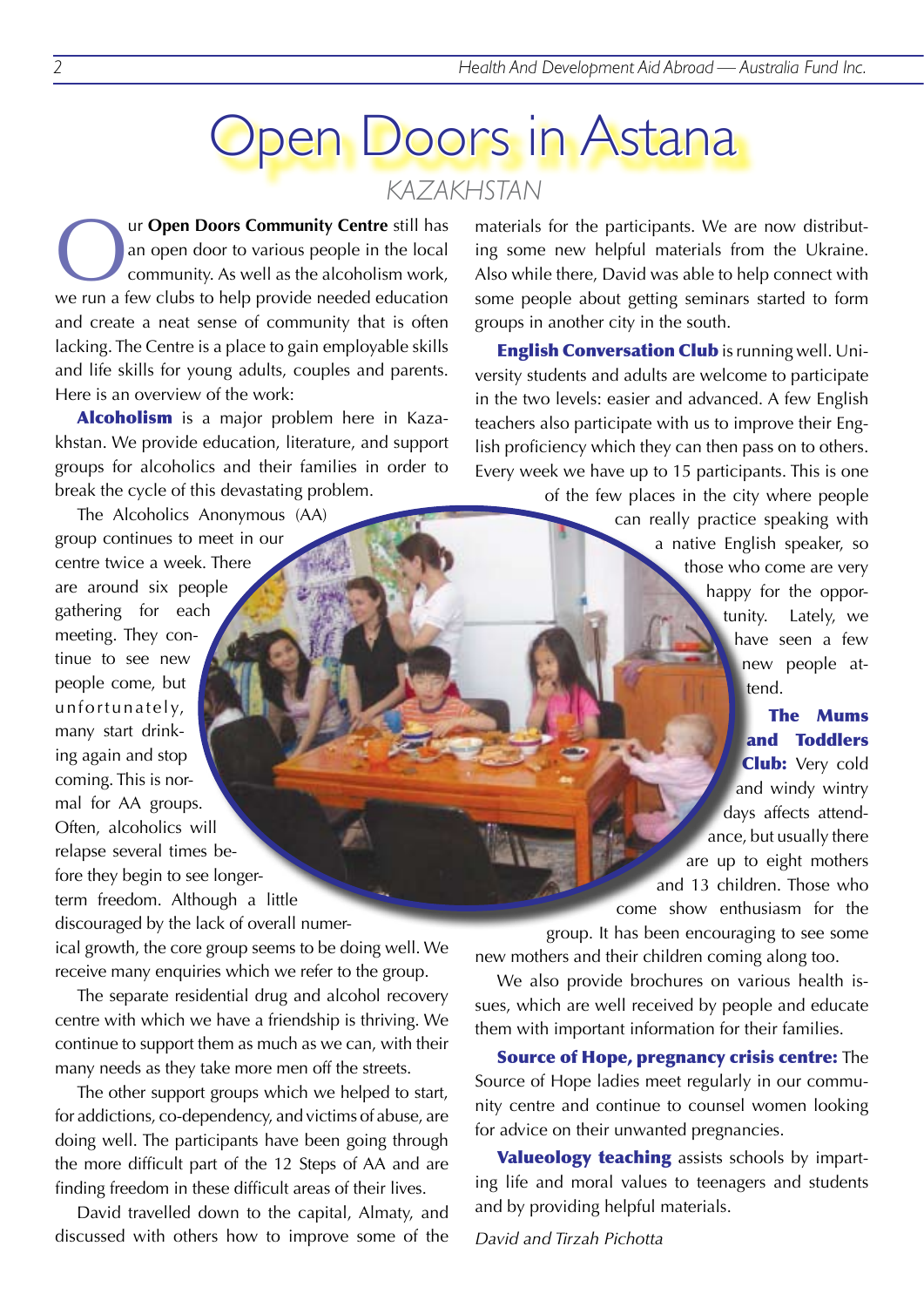# Open Doors in Astana

## KAZAKHSTAN

Our **Open Doors Community Centre** still has an open door to various people in the local community. As well as the alcoholism work, we run a few clubs to help provide needed education and create a neat sense of community that is often lacking. The Centre is a place to gain employable skills and life skills for young adults, couples and parents. Here is an overview of the work:

**Alcoholism** is a major problem here in Kazakhstan. We provide education, literature, and support groups for alcoholics and their families in order to break the cycle of this devastating problem.

The Alcoholics Anonymous (AA) group continues to meet in our centre twice a week. There are around six people gathering for each meeting. They continue to see new people come, but unfortunately, many start drinking again and stop coming. This is normal for AA groups. Often, alcoholics will relapse several times before they begin to see longer-term freedom. Although a little discouraged by the lack of overall numerical growth, the core group seems to be doing well. We receive many enquiries which we refer to the group.

The separate residential drug and alcohol recovery centre with which we have a friendship is thriving. We continue to support them as much as we can, with their many needs as they take more men off the streets.

The other support groups which we helped to start, for addictions, co-dependency, and victims of abuse, are doing well. The participants have been going through the more difficult part of the 12 Steps of AA and are finding freedom in these difficult areas of their lives.

David travelled down to the capital, Almaty, and discussed with others how to improve some of the materials for the participants. We are now distributing some new helpful materials from the Ukraine. Also while there, David was able to help connect with some people about getting seminars started to form groups in another city in the south.

**English Conversation Club** is running well. University students and adults are welcome to participate in the two levels: easier and advanced. A few English teachers also participate with us to improve their English proficiency which they can then pass on to others. Every week we have up to 15 participants. This is one of the few places in the city where people can really practice speaking with a native English speaker, so those who come are very happy for the opportunity. Lately, we have seen a few new people attend.

**The Mums and Toddlers Club:** Very cold and windy wintry days affects attendance, but usually there are up to eight mothers and 13 children. Those who come show enthusiasm for the group. It has been encouraging to see some new mothers and their children coming along too.

We also provide brochures on various health issues, which are well received by people and educate them with important information for their families.

**Source of Hope, pregnancy crisis centre:** The Source of Hope ladies meet regularly in our community centre and continue to counsel women looking for advice on their unwanted pregnancies.

**Valueology teaching** assists schools by imparting life and moral values to teenagers and students and by providing helpful materials.

*David and Tirzah Pichotta*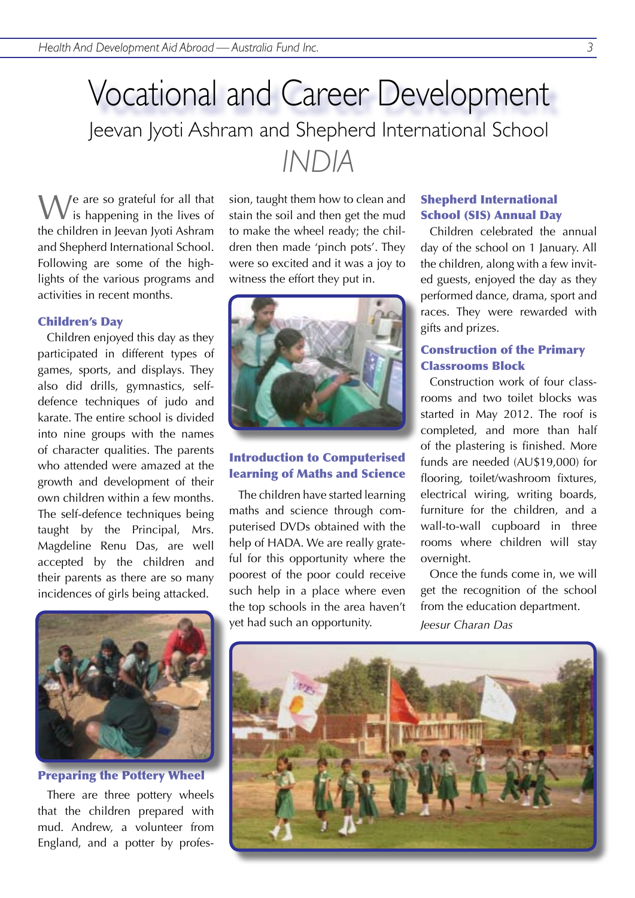# Vocational and Career Development

## Jeevan Jyoti Ashram and Shepherd International School

## INDIA

We are so grateful for all that is happening in the lives of the children in Jeevan Jyoti Ashram and Shepherd International School. Following are some of the highlights of the various programs and activities in recent months.

### Children's Day

Children enjoyed this day as they participated in different types of games, sports, and displays. They also did drills, gymnastics, self-defence techniques of judo and karate. The entire school is divided into nine groups with the names of character qualities. The parents who attended were amazed at the growth and development of their own children within a few months. The self-defence techniques being taught by the Principal, Mrs. Magdeline Renu Das, are well accepted by the children and their parents as there are so many incidences of girls being attacked.

### Preparing the Pottery Wheel

There are three pottery wheels that the children prepared with mud. Andrew, a volunteer from England, and a potter by profession, taught them how to clean and stain the soil and then get the mud to make the wheel ready; the children then made 'pinch pots'. They were so excited and it was a joy to witness the effort they put in.

### Introduction to Computerised learning of Maths and Science

The children have started learning maths and science through computerised DVDs obtained with the help of HADA. We are really grateful for this opportunity where the poorest of the poor could receive such help in a place where even the top schools in the area haven't yet had such an opportunity.

### Shepherd International School (SIS) Annual Day

Children celebrated the annual day of the school on 1 January. All the children, along with a few invited guests, enjoyed the day as they performed dance, drama, sport and races. They were rewarded with gifts and prizes.

### Construction of the Primary Classrooms Block

Construction work of four classrooms and two toilet blocks was started in May 2012. The roof is completed, and more than half of the plastering is finished. More funds are needed (AU$19,000) for flooring, toilet/washroom fixtures, electrical wiring, writing boards, furniture for the children, and a wall-to-wall cupboard in three rooms where children will stay overnight.

Once the funds come in, we will get the recognition of the school from the education department.

*Jeesur Charan Das*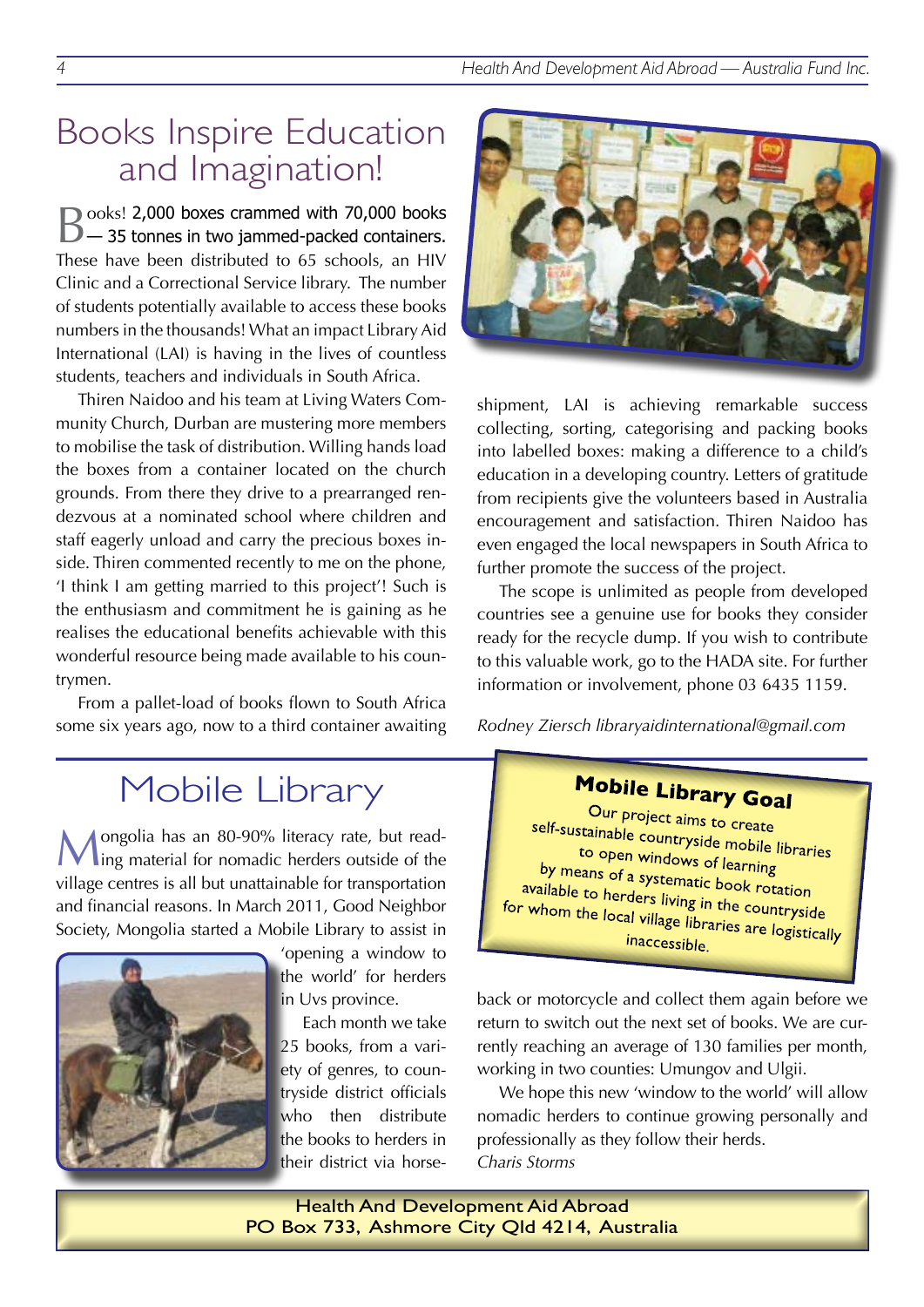# Books Inspire Education and Imagination!

Books! 2,000 boxes crammed with 70,000 books — 35 tonnes in two jammed-packed containers. These have been distributed to 65 schools, an HIV Clinic and a Correctional Service library. The number of students potentially available to access these books numbers in the thousands! What an impact Library Aid International (LAI) is having in the lives of countless students, teachers and individuals in South Africa.

Thiren Naidoo and his team at Living Waters Community Church, Durban are mustering more members to mobilise the task of distribution. Willing hands load the boxes from a container located on the church grounds. From there they drive to a prearranged rendezvous at a nominated school where children and staff eagerly unload and carry the precious boxes inside. Thiren commented recently to me on the phone, 'I think I am getting married to this project'! Such is the enthusiasm and commitment he is gaining as he realises the educational benefits achievable with this wonderful resource being made available to his countrymen.

From a pallet-load of books flown to South Africa some six years ago, now to a third container awaiting shipment, LAI is achieving remarkable success collecting, sorting, categorising and packing books into labelled boxes: making a difference to a child's education in a developing country. Letters of gratitude from recipients give the volunteers based in Australia encouragement and satisfaction. Thiren Naidoo has even engaged the local newspapers in South Africa to further promote the success of the project.

The scope is unlimited as people from developed countries see a genuine use for books they consider ready for the recycle dump. If you wish to contribute to this valuable work, go to the HADA site. For further information or involvement, phone 03 6435 1159.

*Rodney Ziersch libraryaidinternational@gmail.com*

# Mobile Library

Mongolia has an 80-90% literacy rate, but reading material for nomadic herders outside of the village centres is all but unattainable for transportation and financial reasons. In March 2011, Good Neighbor Society, Mongolia started a Mobile Library to assist in 'opening a window to the world' for herders in Uvs province.

Each month we take 25 books, from a variety of genres, to countryside district officials who then distribute the books to herders in their district via horseback or motorcycle and collect them again before we return to switch out the next set of books. We are currently reaching an average of 130 families per month, working in two counties: Umungov and Ulgii.

We hope this new 'window to the world' will allow nomadic herders to continue growing personally and professionally as they follow their herds.

*Charis Storms*

**Mobile Library Goal**

Our project aims to create self-sustainable countryside mobile libraries to open windows of learning by means of a systematic book rotation available to herders living in the countryside for whom the local village libraries are logistically inaccessible.

Health And Development Aid Abroad
PO Box 733, Ashmore City Qld 4214, Australia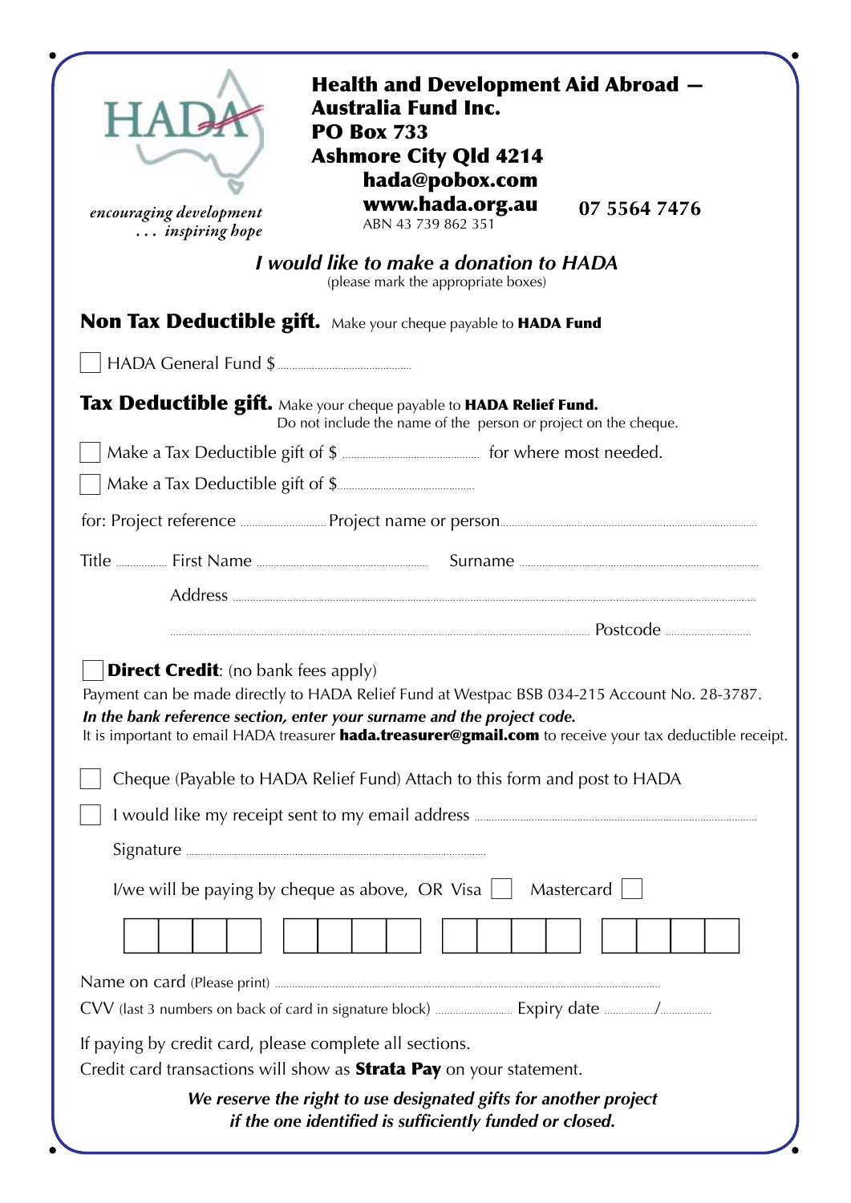HADA

*encouraging development*
*. . . inspiring hope*

**Health and Development Aid Abroad — Australia Fund Inc.**
**PO Box 733**
**Ashmore City Qld 4214**
**hada@pobox.com**
**www.hada.org.au** **07 5564 7476**
ABN 43 739 862 351

***I would like to make a donation to HADA***
(please mark the appropriate boxes)

**Non Tax Deductible gift.** Make your cheque payable to **HADA Fund**

☐ HADA General Fund $ ..........................

**Tax Deductible gift.** Make your cheque payable to **HADA Relief Fund.**
Do not include the name of the person or project on the cheque.

☐ Make a Tax Deductible gift of $ .......................... for where most needed.

☐ Make a Tax Deductible gift of $..........................

for: Project reference .................. Project name or person..........................

Title .......... First Name .......................... Surname ..........................

Address ..........................

.......................... Postcode ..........

☐ **Direct Credit**: (no bank fees apply)
Payment can be made directly to HADA Relief Fund at Westpac BSB 034-215 Account No. 28-3787.
***In the bank reference section, enter your surname and the project code.***
It is important to email HADA treasurer **hada.treasurer@gmail.com** to receive your tax deductible receipt.

☐ Cheque (Payable to HADA Relief Fund) Attach to this form and post to HADA

☐ I would like my receipt sent to my email address ..........................

Signature ..........................

I/we will be paying by cheque as above, OR Visa ☐ Mastercard ☐

| | | | | | | | | | | | | | | | |
|---|---|---|---|---|---|---|---|---|---|---|---|---|---|---|---|

Name on card (Please print) ..........................

CVV (last 3 numbers on back of card in signature block) .......... Expiry date ........../..........

If paying by credit card, please complete all sections.
Credit card transactions will show as **Strata Pay** on your statement.

***We reserve the right to use designated gifts for another project if the one identified is sufficiently funded or closed.***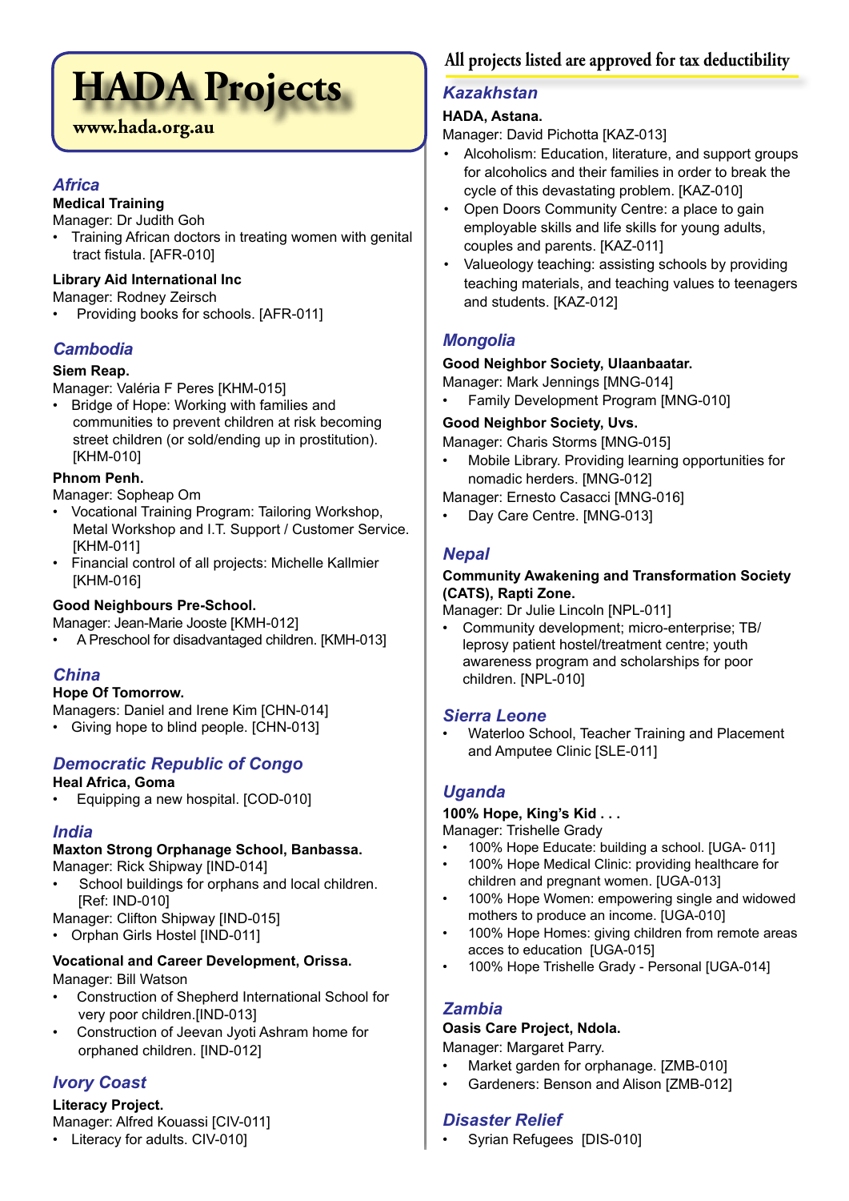# HADA Projects

www.hada.org.au

## Africa

**Medical Training**

Manager: Dr Judith Goh

- Training African doctors in treating women with genital tract fistula. [AFR-010]

**Library Aid International Inc**

Manager: Rodney Zeirsch

- Providing books for schools. [AFR-011]

## Cambodia

**Siem Reap.**

Manager: Valéria F Peres [KHM-015]

- Bridge of Hope: Working with families and communities to prevent children at risk becoming street children (or sold/ending up in prostitution). [KHM-010]

**Phnom Penh.**

Manager: Sopheap Om

- Vocational Training Program: Tailoring Workshop, Metal Workshop and I.T. Support / Customer Service. [KHM-011]
- Financial control of all projects: Michelle Kallmier [KHM-016]

**Good Neighbours Pre-School.**

Manager: Jean-Marie Jooste [KMH-012]

- A Preschool for disadvantaged children. [KMH-013]

## China

**Hope Of Tomorrow.**

Managers: Daniel and Irene Kim [CHN-014]

- Giving hope to blind people. [CHN-013]

## Democratic Republic of Congo

**Heal Africa, Goma**

- Equipping a new hospital. [COD-010]

## India

**Maxton Strong Orphanage School, Banbassa.**

Manager: Rick Shipway [IND-014]

- School buildings for orphans and local children. [Ref: IND-010]

Manager: Clifton Shipway [IND-015]

- Orphan Girls Hostel [IND-011]

**Vocational and Career Development, Orissa.**

Manager: Bill Watson

- Construction of Shepherd International School for very poor children.[IND-013]
- Construction of Jeevan Jyoti Ashram home for orphaned children. [IND-012]

## Ivory Coast

**Literacy Project.**

Manager: Alfred Kouassi [CIV-011]

- Literacy for adults. CIV-010]

## All projects listed are approved for tax deductibility

## Kazakhstan

**HADA, Astana.**

Manager: David Pichotta [KAZ-013]

- Alcoholism: Education, literature, and support groups for alcoholics and their families in order to break the cycle of this devastating problem. [KAZ-010]
- Open Doors Community Centre: a place to gain employable skills and life skills for young adults, couples and parents. [KAZ-011]
- Valueology teaching: assisting schools by providing teaching materials, and teaching values to teenagers and students. [KAZ-012]

## Mongolia

**Good Neighbor Society, Ulaanbaatar.**

Manager: Mark Jennings [MNG-014]

- Family Development Program [MNG-010]

**Good Neighbor Society, Uvs.**

Manager: Charis Storms [MNG-015]

- Mobile Library. Providing learning opportunities for nomadic herders. [MNG-012]

Manager: Ernesto Casacci [MNG-016]

- Day Care Centre. [MNG-013]

## Nepal

**Community Awakening and Transformation Society (CATS), Rapti Zone.**

Manager: Dr Julie Lincoln [NPL-011]

- Community development; micro-enterprise; TB/ leprosy patient hostel/treatment centre; youth awareness program and scholarships for poor children. [NPL-010]

## Sierra Leone

- Waterloo School, Teacher Training and Placement and Amputee Clinic [SLE-011]

## Uganda

**100% Hope, King's Kid . . .**

Manager: Trishelle Grady

- 100% Hope Educate: building a school. [UGA- 011]
- 100% Hope Medical Clinic: providing healthcare for children and pregnant women. [UGA-013]
- 100% Hope Women: empowering single and widowed mothers to produce an income. [UGA-010]
- 100% Hope Homes: giving children from remote areas acces to education [UGA-015]
- 100% Hope Trishelle Grady - Personal [UGA-014]

## Zambia

**Oasis Care Project, Ndola.**

Manager: Margaret Parry.

- Market garden for orphanage. [ZMB-010]
- Gardeners: Benson and Alison [ZMB-012]

## Disaster Relief

- Syrian Refugees [DIS-010]